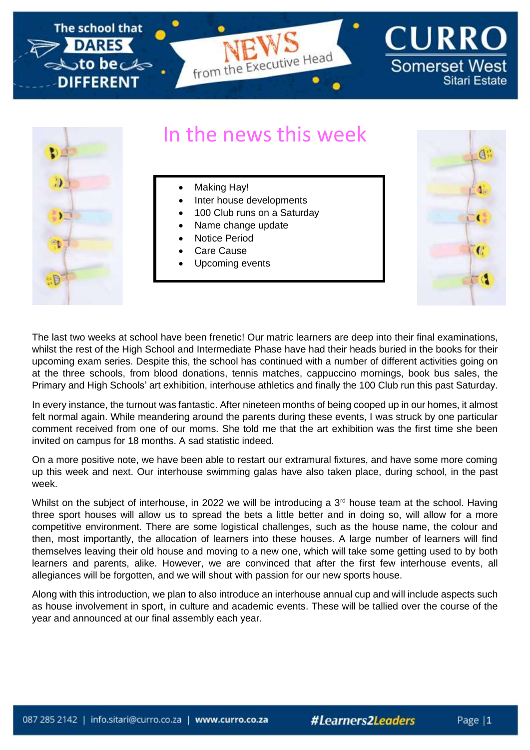# NEWS from the Executive Head

CURRO Somerset West Sitari Estate

## In the news this week

- Making Hay!
- Inter house developments
- 100 Club runs on a Saturday
- Name change update
- Notice Period
- Care Cause
- Upcoming events

The last two weeks at school have been frenetic! Our matric learners are deep into their final examinations, whilst the rest of the High School and Intermediate Phase have had their heads buried in the books for their upcoming exam series. Despite this, the school has continued with a number of different activities going on at the three schools, from blood donations, tennis matches, cappuccino mornings, book bus sales, the Primary and High Schools' art exhibition, interhouse athletics and finally the 100 Club run this past Saturday.

In every instance, the turnout was fantastic. After nineteen months of being cooped up in our homes, it almost felt normal again. While meandering around the parents during these events, I was struck by one particular comment received from one of our moms. She told me that the art exhibition was the first time she been invited on campus for 18 months. A sad statistic indeed.

On a more positive note, we have been able to restart our extramural fixtures, and have some more coming up this week and next. Our interhouse swimming galas have also taken place, during school, in the past week.

Whilst on the subject of interhouse, in 2022 we will be introducing a 3rd house team at the school. Having three sport houses will allow us to spread the bets a little better and in doing so, will allow for a more competitive environment. There are some logistical challenges, such as the house name, the colour and then, most importantly, the allocation of learners into these houses. A large number of learners will find themselves leaving their old house and moving to a new one, which will take some getting used to by both learners and parents, alike. However, we are convinced that after the first few interhouse events, all allegiances will be forgotten, and we will shout with passion for our new sports house.

Along with this introduction, we plan to also introduce an interhouse annual cup and will include aspects such as house involvement in sport, in culture and academic events. These will be tallied over the course of the year and announced at our final assembly each year.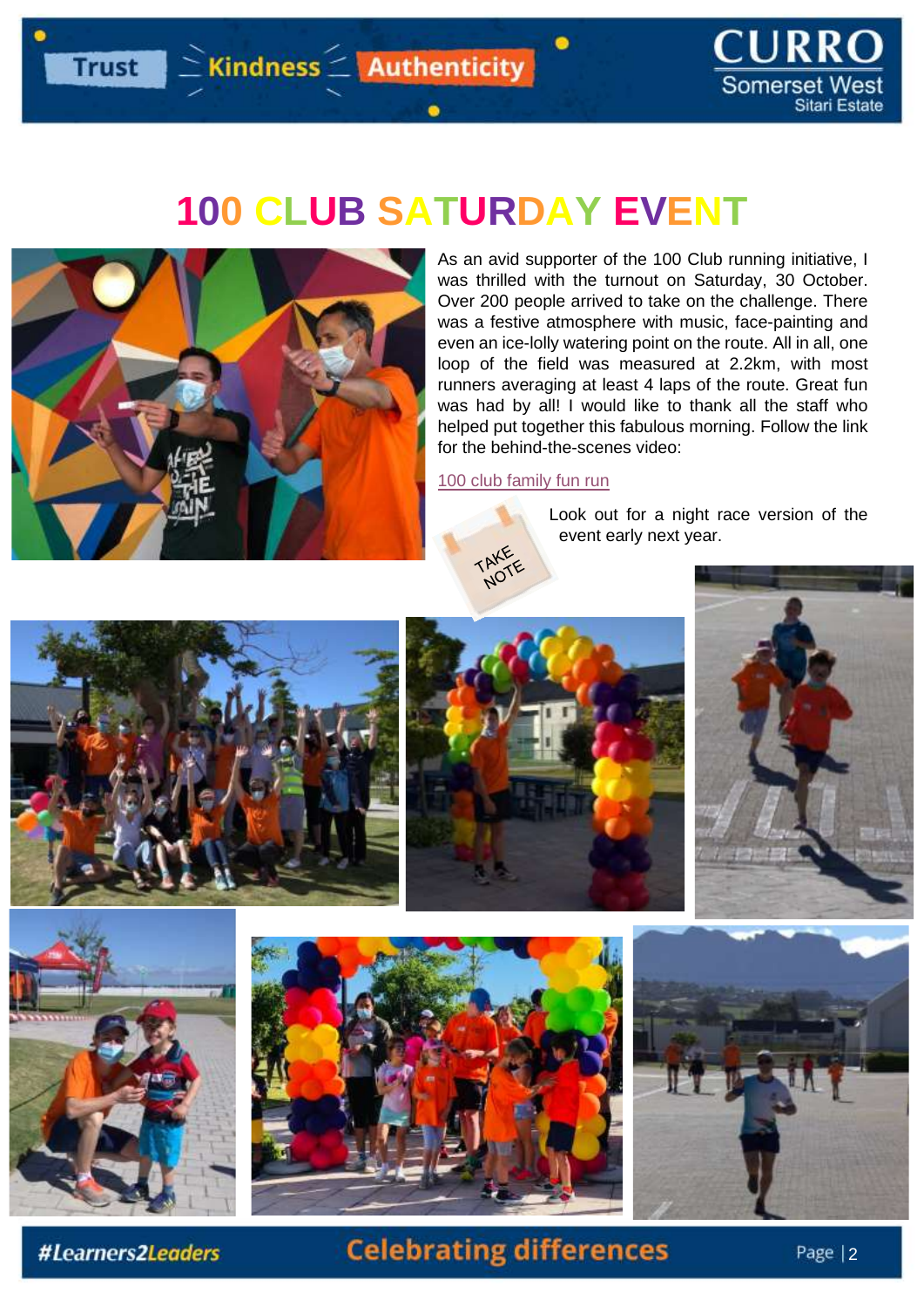# 100 CLUB SATURDAY EVENT

As an avid supporter of the 100 Club running initiative, I was thrilled with the turnout on Saturday, 30 October. Over 200 people arrived to take on the challenge. There was a festive atmosphere with music, face-painting and even an ice-lolly watering point on the route. All in all, one loop of the field was measured at 2.2km, with most runners averaging at least 4 laps of the route. Great fun was had by all! I would like to thank all the staff who helped put together this fabulous morning. Follow the link for the behind-the-scenes video:

100 club family fun run

TAKE NOTE

Look out for a night race version of the event early next year.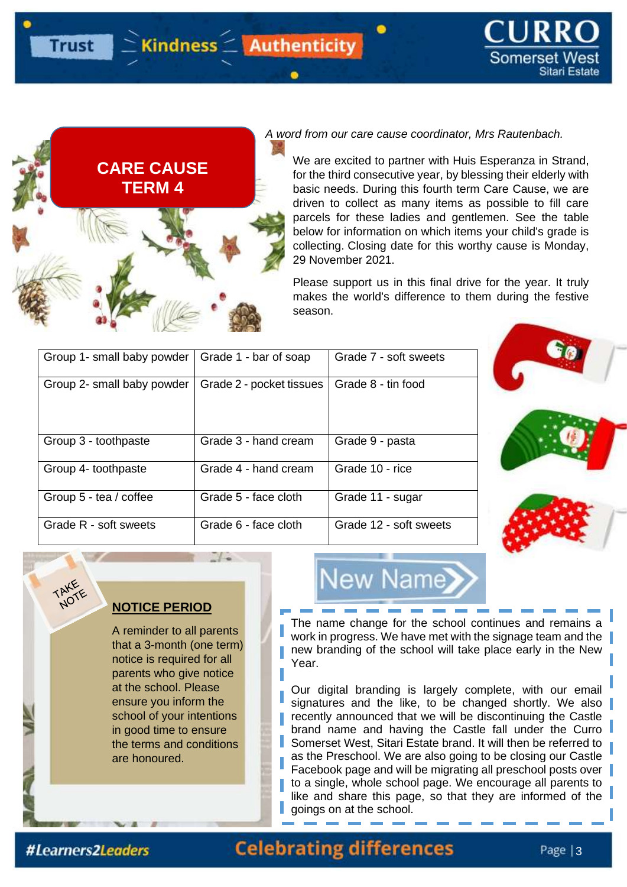## CARE CAUSE TERM 4

*A word from our care cause coordinator, Mrs Rautenbach.*

We are excited to partner with Huis Esperanza in Strand, for the third consecutive year, by blessing their elderly with basic needs. During this fourth term Care Cause, we are driven to collect as many items as possible to fill care parcels for these ladies and gentlemen. See the table below for information on which items your child's grade is collecting. Closing date for this worthy cause is Monday, 29 November 2021.

Please support us in this final drive for the year. It truly makes the world's difference to them during the festive season.

| | | |
|---|---|---|
| Group 1- small baby powder | Grade 1 - bar of soap | Grade 7 - soft sweets |
| Group 2- small baby powder | Grade 2 - pocket tissues | Grade 8 - tin food |
| Group 3 - toothpaste | Grade 3 - hand cream | Grade 9 - pasta |
| Group 4- toothpaste | Grade 4 - hand cream | Grade 10 - rice |
| Group 5 - tea / coffee | Grade 5 - face cloth | Grade 11 - sugar |
| Grade R - soft sweets | Grade 6 - face cloth | Grade 12 - soft sweets |

TAKE NOTE

### NOTICE PERIOD

A reminder to all parents that a 3-month (one term) notice is required for all parents who give notice at the school. Please ensure you inform the school of your intentions in good time to ensure the terms and conditions are honoured.

## New Name

The name change for the school continues and remains a work in progress. We have met with the signage team and the new branding of the school will take place early in the New Year.

Our digital branding is largely complete, with our email signatures and the like, to be changed shortly. We also recently announced that we will be discontinuing the Castle brand name and having the Castle fall under the Curro Somerset West, Sitari Estate brand. It will then be referred to as the Preschool. We are also going to be closing our Castle Facebook page and will be migrating all preschool posts over to a single, whole school page. We encourage all parents to like and share this page, so that they are informed of the goings on at the school.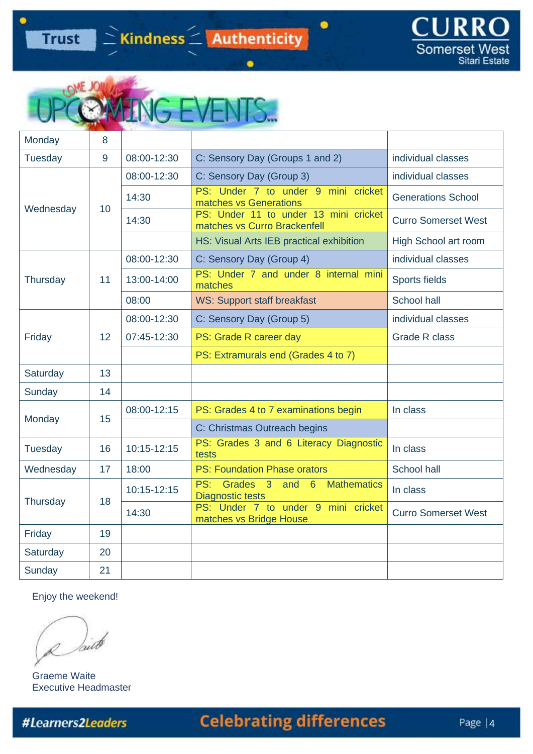# UPCOMING EVENTS

| | | | | |
|---|---|---|---|---|
| Monday | 8 | | | |
| Tuesday | 9 | 08:00-12:30 | C: Sensory Day (Groups 1 and 2) | individual classes |
| Wednesday | 10 | 08:00-12:30 | C: Sensory Day (Group 3) | individual classes |
| | | 14:30 | PS: Under 7 to under 9 mini cricket matches vs Generations | Generations School |
| | | 14:30 | PS: Under 11 to under 13 mini cricket matches vs Curro Brackenfell | Curro Somerset West |
| | | | HS: Visual Arts IEB practical exhibition | High School art room |
| Thursday | 11 | 08:00-12:30 | C: Sensory Day (Group 4) | individual classes |
| | | 13:00-14:00 | PS: Under 7 and under 8 internal mini matches | Sports fields |
| | | 08:00 | WS: Support staff breakfast | School hall |
| Friday | 12 | 08:00-12:30 | C: Sensory Day (Group 5) | individual classes |
| | | 07:45-12:30 | PS: Grade R career day | Grade R class |
| | | | PS: Extramurals end (Grades 4 to 7) | |
| Saturday | 13 | | | |
| Sunday | 14 | | | |
| Monday | 15 | 08:00-12:15 | PS: Grades 4 to 7 examinations begin | In class |
| | | | C: Christmas Outreach begins | |
| Tuesday | 16 | 10:15-12:15 | PS: Grades 3 and 6 Literacy Diagnostic tests | In class |
| Wednesday | 17 | 18:00 | PS: Foundation Phase orators | School hall |
| Thursday | 18 | 10:15-12:15 | PS: Grades 3 and 6 Mathematics Diagnostic tests | In class |
| | | 14:30 | PS: Under 7 to under 9 mini cricket matches vs Bridge House | Curro Somerset West |
| Friday | 19 | | | |
| Saturday | 20 | | | |
| Sunday | 21 | | | |

Enjoy the weekend!

Graeme Waite
Executive Headmaster